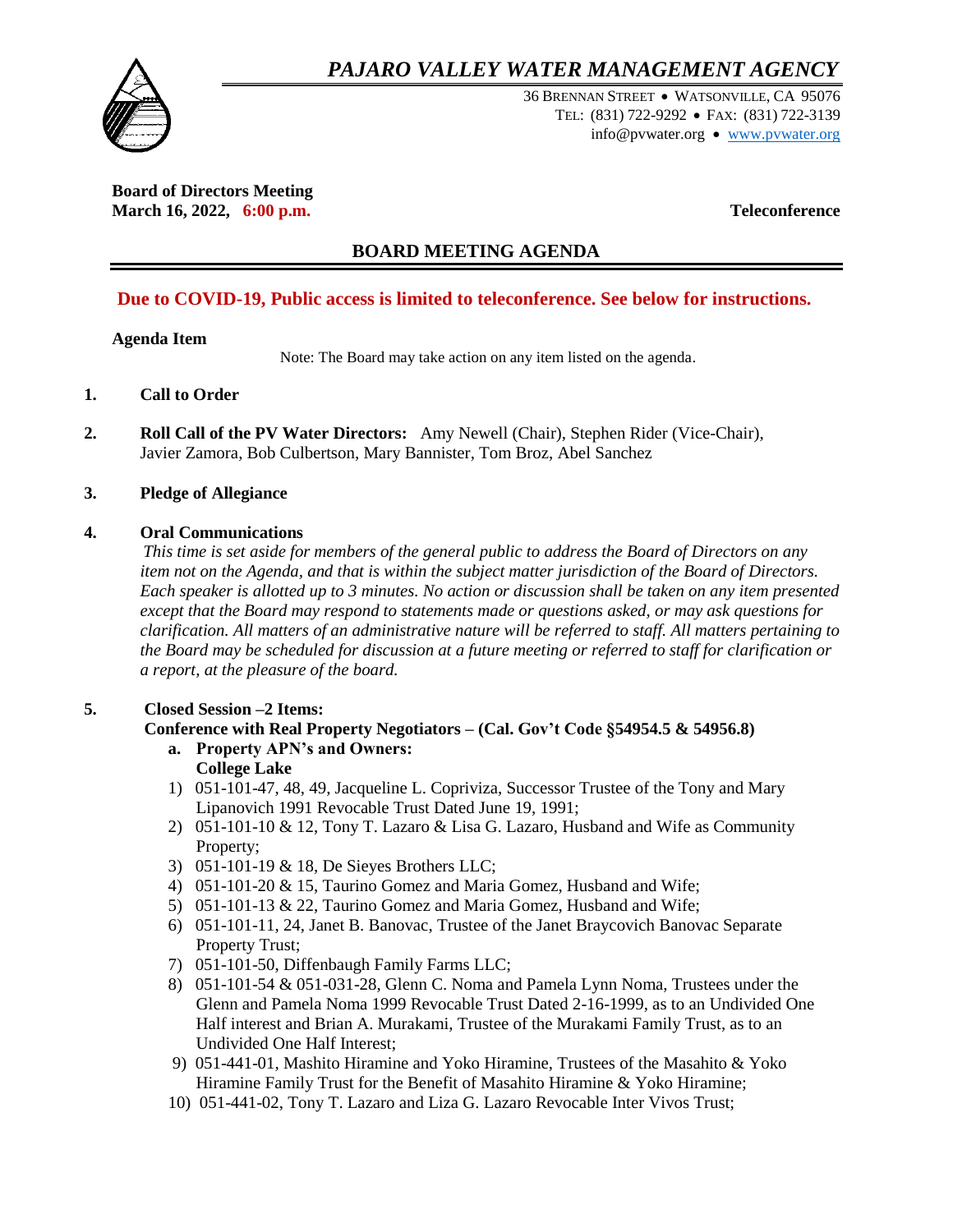# *PAJARO VALLEY WATER MANAGEMENT AGENCY*

36 BRENNAN STREET • WATSONVILLE, CA 95076
TEL: (831) 722-9292 • FAX: (831) 722-3139
info@pvwater.org • www.pvwater.org

**Board of Directors Meeting**
**March 16, 2022, 6:00 p.m.** **Teleconference**

## BOARD MEETING AGENDA

### Due to COVID-19, Public access is limited to teleconference. See below for instructions.

**Agenda Item**

Note: The Board may take action on any item listed on the agenda.

**1. Call to Order**

**2. Roll Call of the PV Water Directors:** Amy Newell (Chair), Stephen Rider (Vice-Chair), Javier Zamora, Bob Culbertson, Mary Bannister, Tom Broz, Abel Sanchez

**3. Pledge of Allegiance**

**4. Oral Communications**

*This time is set aside for members of the general public to address the Board of Directors on any item not on the Agenda, and that is within the subject matter jurisdiction of the Board of Directors. Each speaker is allotted up to 3 minutes. No action or discussion shall be taken on any item presented except that the Board may respond to statements made or questions asked, or may ask questions for clarification. All matters of an administrative nature will be referred to staff. All matters pertaining to the Board may be scheduled for discussion at a future meeting or referred to staff for clarification or a report, at the pleasure of the board.*

**5. Closed Session –2 Items:**

**Conference with Real Property Negotiators – (Cal. Gov't Code §54954.5 & 54956.8)**

a. **Property APN's and Owners:**
**College Lake**

1) 051-101-47, 48, 49, Jacqueline L. Copriviza, Successor Trustee of the Tony and Mary Lipanovich 1991 Revocable Trust Dated June 19, 1991;
2) 051-101-10 & 12, Tony T. Lazaro & Lisa G. Lazaro, Husband and Wife as Community Property;
3) 051-101-19 & 18, De Sieyes Brothers LLC;
4) 051-101-20 & 15, Taurino Gomez and Maria Gomez, Husband and Wife;
5) 051-101-13 & 22, Taurino Gomez and Maria Gomez, Husband and Wife;
6) 051-101-11, 24, Janet B. Banovac, Trustee of the Janet Braycovich Banovac Separate Property Trust;
7) 051-101-50, Diffenbaugh Family Farms LLC;
8) 051-101-54 & 051-031-28, Glenn C. Noma and Pamela Lynn Noma, Trustees under the Glenn and Pamela Noma 1999 Revocable Trust Dated 2-16-1999, as to an Undivided One Half interest and Brian A. Murakami, Trustee of the Murakami Family Trust, as to an Undivided One Half Interest;
9) 051-441-01, Mashito Hiramine and Yoko Hiramine, Trustees of the Masahito & Yoko Hiramine Family Trust for the Benefit of Masahito Hiramine & Yoko Hiramine;
10) 051-441-02, Tony T. Lazaro and Liza G. Lazaro Revocable Inter Vivos Trust;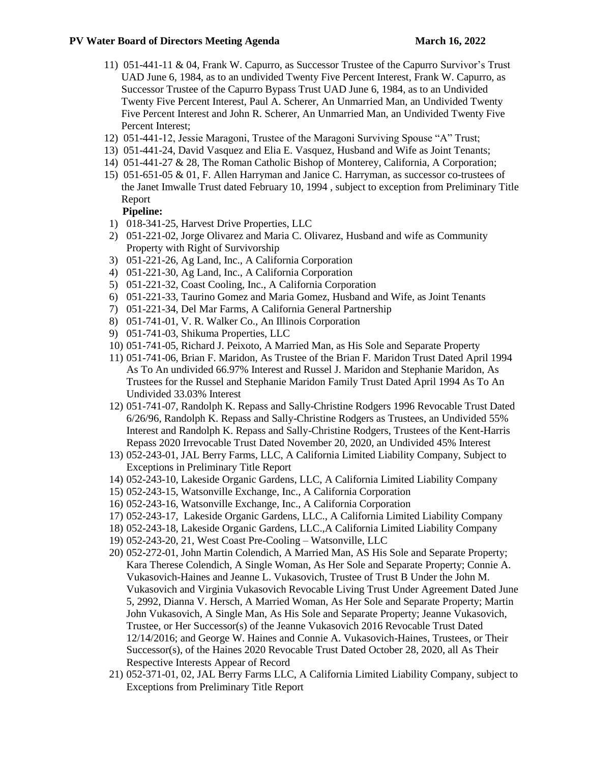11) 051-441-11 & 04, Frank W. Capurro, as Successor Trustee of the Capurro Survivor's Trust UAD June 6, 1984, as to an undivided Twenty Five Percent Interest, Frank W. Capurro, as Successor Trustee of the Capurro Bypass Trust UAD June 6, 1984, as to an Undivided Twenty Five Percent Interest, Paul A. Scherer, An Unmarried Man, an Undivided Twenty Five Percent Interest and John R. Scherer, An Unmarried Man, an Undivided Twenty Five Percent Interest;
12) 051-441-12, Jessie Maragoni, Trustee of the Maragoni Surviving Spouse "A" Trust;
13) 051-441-24, David Vasquez and Elia E. Vasquez, Husband and Wife as Joint Tenants;
14) 051-441-27 & 28, The Roman Catholic Bishop of Monterey, California, A Corporation;
15) 051-651-05 & 01, F. Allen Harryman and Janice C. Harryman, as successor co-trustees of the Janet Imwalle Trust dated February 10, 1994 , subject to exception from Preliminary Title Report

**Pipeline:**

1) 018-341-25, Harvest Drive Properties, LLC
2) 051-221-02, Jorge Olivarez and Maria C. Olivarez, Husband and wife as Community Property with Right of Survivorship
3) 051-221-26, Ag Land, Inc., A California Corporation
4) 051-221-30, Ag Land, Inc., A California Corporation
5) 051-221-32, Coast Cooling, Inc., A California Corporation
6) 051-221-33, Taurino Gomez and Maria Gomez, Husband and Wife, as Joint Tenants
7) 051-221-34, Del Mar Farms, A California General Partnership
8) 051-741-01, V. R. Walker Co., An Illinois Corporation
9) 051-741-03, Shikuma Properties, LLC
10) 051-741-05, Richard J. Peixoto, A Married Man, as His Sole and Separate Property
11) 051-741-06, Brian F. Maridon, As Trustee of the Brian F. Maridon Trust Dated April 1994 As To An undivided 66.97% Interest and Russel J. Maridon and Stephanie Maridon, As Trustees for the Russel and Stephanie Maridon Family Trust Dated April 1994 As To An Undivided 33.03% Interest
12) 051-741-07, Randolph K. Repass and Sally-Christine Rodgers 1996 Revocable Trust Dated 6/26/96, Randolph K. Repass and Sally-Christine Rodgers as Trustees, an Undivided 55% Interest and Randolph K. Repass and Sally-Christine Rodgers, Trustees of the Kent-Harris Repass 2020 Irrevocable Trust Dated November 20, 2020, an Undivided 45% Interest
13) 052-243-01, JAL Berry Farms, LLC, A California Limited Liability Company, Subject to Exceptions in Preliminary Title Report
14) 052-243-10, Lakeside Organic Gardens, LLC, A California Limited Liability Company
15) 052-243-15, Watsonville Exchange, Inc., A California Corporation
16) 052-243-16, Watsonville Exchange, Inc., A California Corporation
17) 052-243-17, Lakeside Organic Gardens, LLC., A California Limited Liability Company
18) 052-243-18, Lakeside Organic Gardens, LLC.,A California Limited Liability Company
19) 052-243-20, 21, West Coast Pre-Cooling – Watsonville, LLC
20) 052-272-01, John Martin Colendich, A Married Man, AS His Sole and Separate Property; Kara Therese Colendich, A Single Woman, As Her Sole and Separate Property; Connie A. Vukasovich-Haines and Jeanne L. Vukasovich, Trustee of Trust B Under the John M. Vukasovich and Virginia Vukasovich Revocable Living Trust Under Agreement Dated June 5, 2992, Dianna V. Hersch, A Married Woman, As Her Sole and Separate Property; Martin John Vukasovich, A Single Man, As His Sole and Separate Property; Jeanne Vukasovich, Trustee, or Her Successor(s) of the Jeanne Vukasovich 2016 Revocable Trust Dated 12/14/2016; and George W. Haines and Connie A. Vukasovich-Haines, Trustees, or Their Successor(s), of the Haines 2020 Revocable Trust Dated October 28, 2020, all As Their Respective Interests Appear of Record
21) 052-371-01, 02, JAL Berry Farms LLC, A California Limited Liability Company, subject to Exceptions from Preliminary Title Report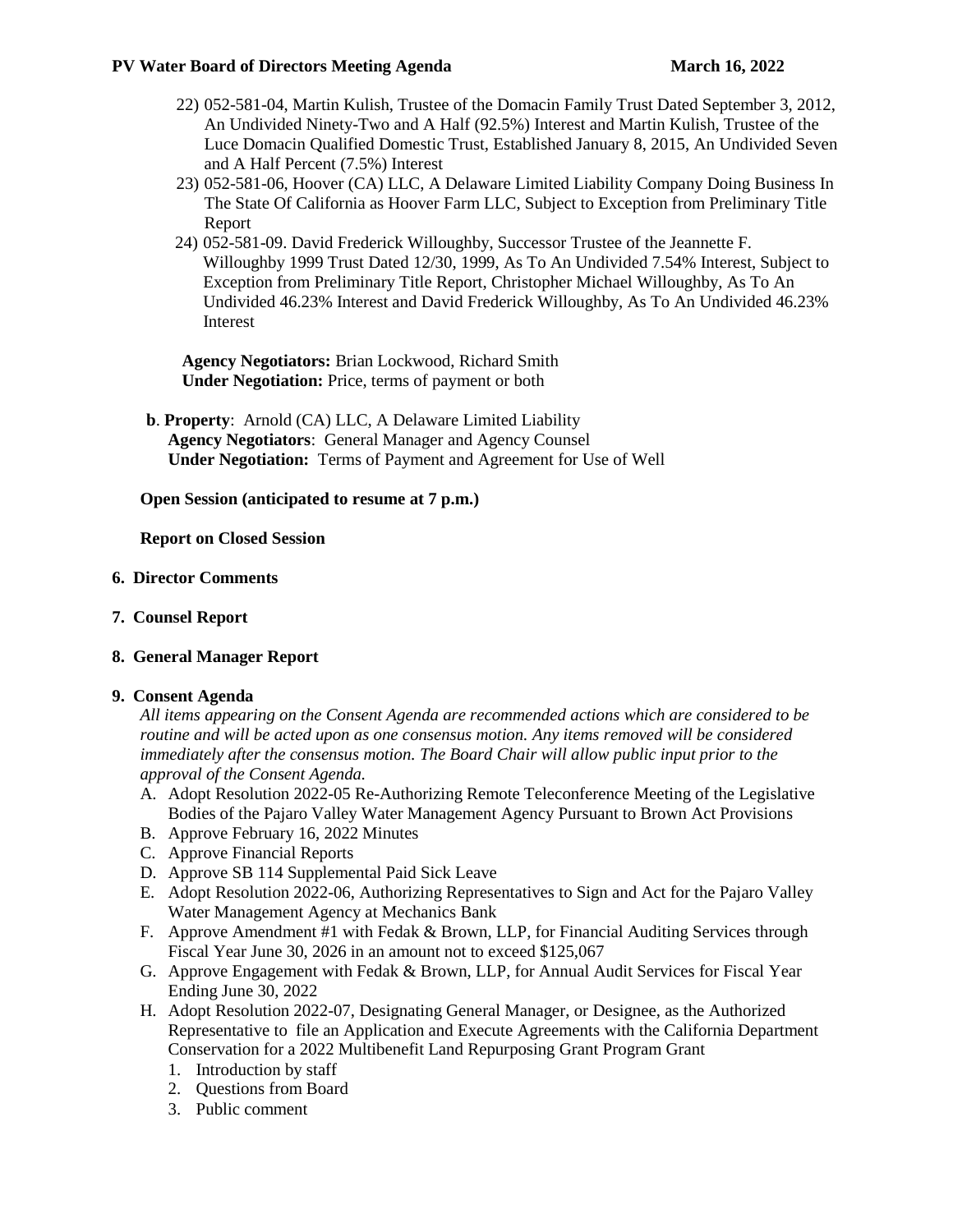22) 052-581-04, Martin Kulish, Trustee of the Domacin Family Trust Dated September 3, 2012, An Undivided Ninety-Two and A Half (92.5%) Interest and Martin Kulish, Trustee of the Luce Domacin Qualified Domestic Trust, Established January 8, 2015, An Undivided Seven and A Half Percent (7.5%) Interest
23) 052-581-06, Hoover (CA) LLC, A Delaware Limited Liability Company Doing Business In The State Of California as Hoover Farm LLC, Subject to Exception from Preliminary Title Report
24) 052-581-09. David Frederick Willoughby, Successor Trustee of the Jeannette F. Willoughby 1999 Trust Dated 12/30, 1999, As To An Undivided 7.54% Interest, Subject to Exception from Preliminary Title Report, Christopher Michael Willoughby, As To An Undivided 46.23% Interest and David Frederick Willoughby, As To An Undivided 46.23% Interest

**Agency Negotiators:** Brian Lockwood, Richard Smith
**Under Negotiation:** Price, terms of payment or both

**b**. **Property**: Arnold (CA) LLC, A Delaware Limited Liability
**Agency Negotiators**: General Manager and Agency Counsel
**Under Negotiation:** Terms of Payment and Agreement for Use of Well

**Open Session (anticipated to resume at 7 p.m.)**

**Report on Closed Session**

**6. Director Comments**

**7. Counsel Report**

**8. General Manager Report**

**9. Consent Agenda**

*All items appearing on the Consent Agenda are recommended actions which are considered to be routine and will be acted upon as one consensus motion. Any items removed will be considered immediately after the consensus motion. The Board Chair will allow public input prior to the approval of the Consent Agenda.*

A. Adopt Resolution 2022-05 Re-Authorizing Remote Teleconference Meeting of the Legislative Bodies of the Pajaro Valley Water Management Agency Pursuant to Brown Act Provisions
B. Approve February 16, 2022 Minutes
C. Approve Financial Reports
D. Approve SB 114 Supplemental Paid Sick Leave
E. Adopt Resolution 2022-06, Authorizing Representatives to Sign and Act for the Pajaro Valley Water Management Agency at Mechanics Bank
F. Approve Amendment #1 with Fedak & Brown, LLP, for Financial Auditing Services through Fiscal Year June 30, 2026 in an amount not to exceed $125,067
G. Approve Engagement with Fedak & Brown, LLP, for Annual Audit Services for Fiscal Year Ending June 30, 2022
H. Adopt Resolution 2022-07, Designating General Manager, or Designee, as the Authorized Representative to file an Application and Execute Agreements with the California Department Conservation for a 2022 Multibenefit Land Repurposing Grant Program Grant
   1. Introduction by staff
   2. Questions from Board
   3. Public comment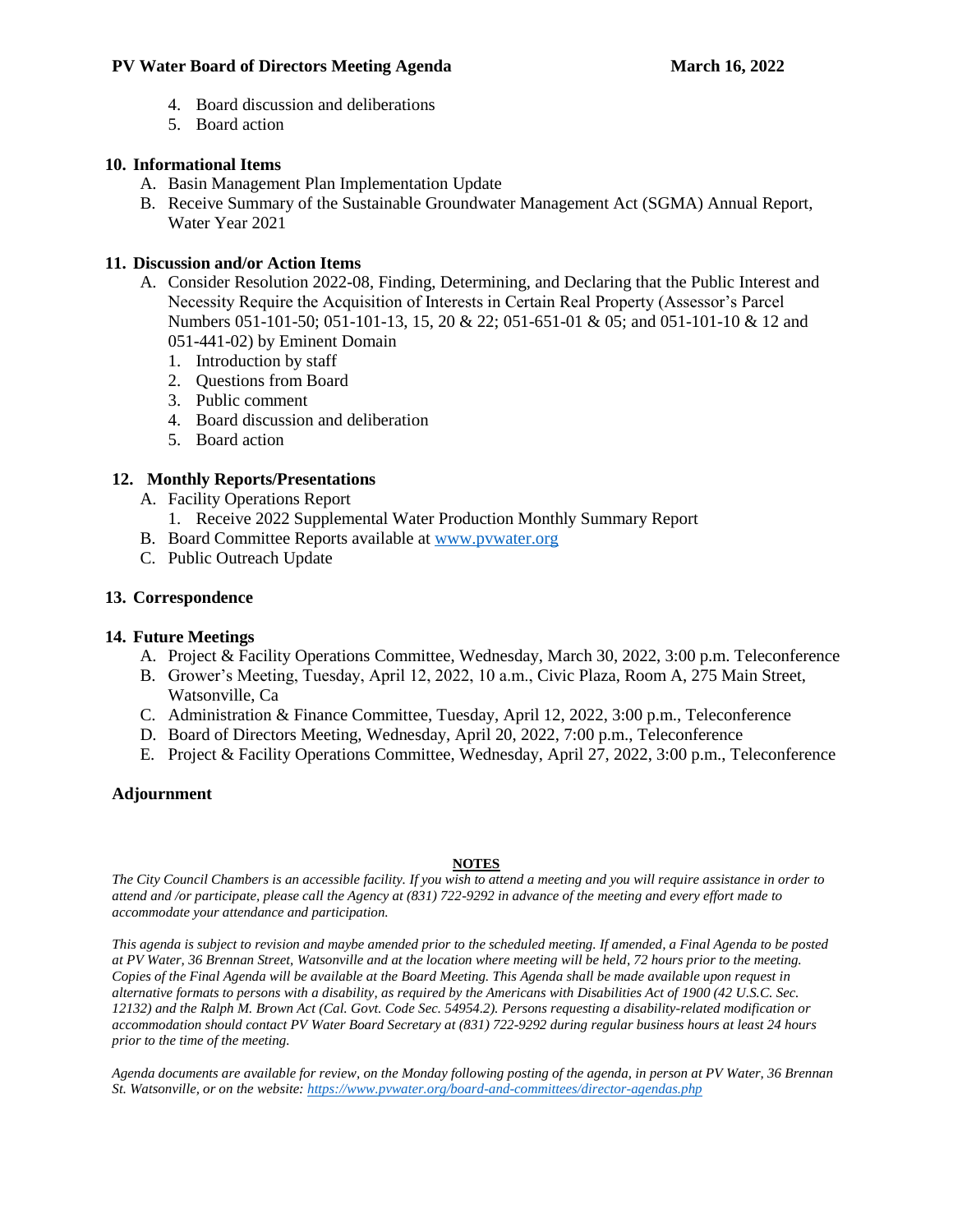4. Board discussion and deliberations
5. Board action

## 10. Informational Items

A. Basin Management Plan Implementation Update
B. Receive Summary of the Sustainable Groundwater Management Act (SGMA) Annual Report, Water Year 2021

## 11. Discussion and/or Action Items

A. Consider Resolution 2022-08, Finding, Determining, and Declaring that the Public Interest and Necessity Require the Acquisition of Interests in Certain Real Property (Assessor's Parcel Numbers 051-101-50; 051-101-13, 15, 20 & 22; 051-651-01 & 05; and 051-101-10 & 12 and 051-441-02) by Eminent Domain
   1. Introduction by staff
   2. Questions from Board
   3. Public comment
   4. Board discussion and deliberation
   5. Board action

## 12. Monthly Reports/Presentations

A. Facility Operations Report
   1. Receive 2022 Supplemental Water Production Monthly Summary Report
B. Board Committee Reports available at www.pvwater.org
C. Public Outreach Update

## 13. Correspondence

## 14. Future Meetings

A. Project & Facility Operations Committee, Wednesday, March 30, 2022, 3:00 p.m. Teleconference
B. Grower's Meeting, Tuesday, April 12, 2022, 10 a.m., Civic Plaza, Room A, 275 Main Street, Watsonville, Ca
C. Administration & Finance Committee, Tuesday, April 12, 2022, 3:00 p.m., Teleconference
D. Board of Directors Meeting, Wednesday, April 20, 2022, 7:00 p.m., Teleconference
E. Project & Facility Operations Committee, Wednesday, April 27, 2022, 3:00 p.m., Teleconference

## Adjournment

**NOTES**

*The City Council Chambers is an accessible facility. If you wish to attend a meeting and you will require assistance in order to attend and /or participate, please call the Agency at (831) 722-9292 in advance of the meeting and every effort made to accommodate your attendance and participation.*

*This agenda is subject to revision and maybe amended prior to the scheduled meeting. If amended, a Final Agenda to be posted at PV Water, 36 Brennan Street, Watsonville and at the location where meeting will be held, 72 hours prior to the meeting. Copies of the Final Agenda will be available at the Board Meeting. This Agenda shall be made available upon request in alternative formats to persons with a disability, as required by the Americans with Disabilities Act of 1900 (42 U.S.C. Sec. 12132) and the Ralph M. Brown Act (Cal. Govt. Code Sec. 54954.2). Persons requesting a disability-related modification or accommodation should contact PV Water Board Secretary at (831) 722-9292 during regular business hours at least 24 hours prior to the time of the meeting.*

*Agenda documents are available for review, on the Monday following posting of the agenda, in person at PV Water, 36 Brennan St. Watsonville, or on the website: https://www.pvwater.org/board-and-committees/director-agendas.php*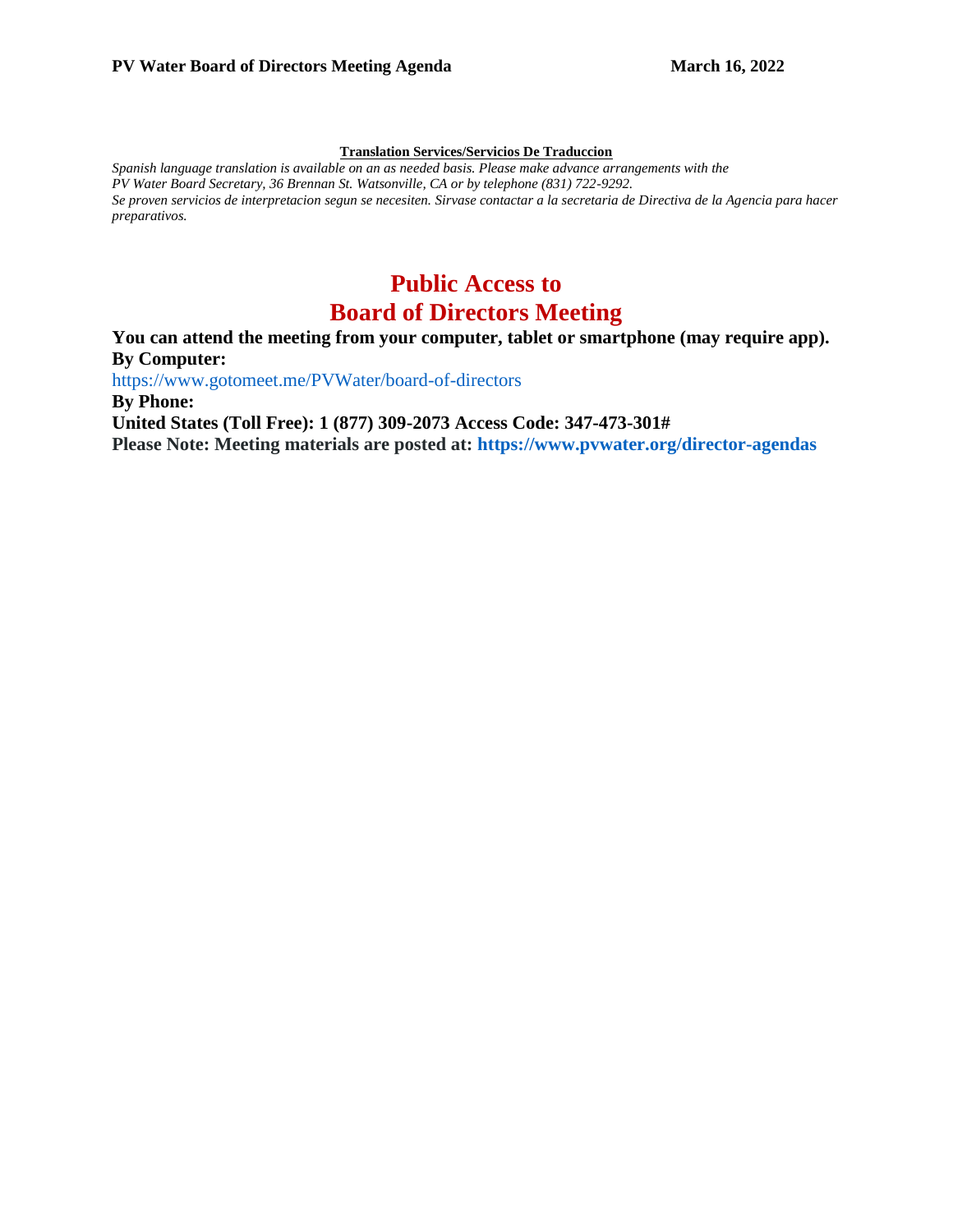**Translation Services/Servicios De Traduccion**

*Spanish language translation is available on an as needed basis. Please make advance arrangements with the PV Water Board Secretary, 36 Brennan St. Watsonville, CA or by telephone (831) 722-9292.*
*Se proven servicios de interpretacion segun se necesiten. Sirvase contactar a la secretaria de Directiva de la Agencia para hacer preparativos.*

# Public Access to Board of Directors Meeting

**You can attend the meeting from your computer, tablet or smartphone (may require app).**
**By Computer:**
https://www.gotomeet.me/PVWater/board-of-directors
**By Phone:**
**United States (Toll Free): 1 (877) 309-2073 Access Code: 347-473-301#**
**Please Note: Meeting materials are posted at: https://www.pvwater.org/director-agendas**